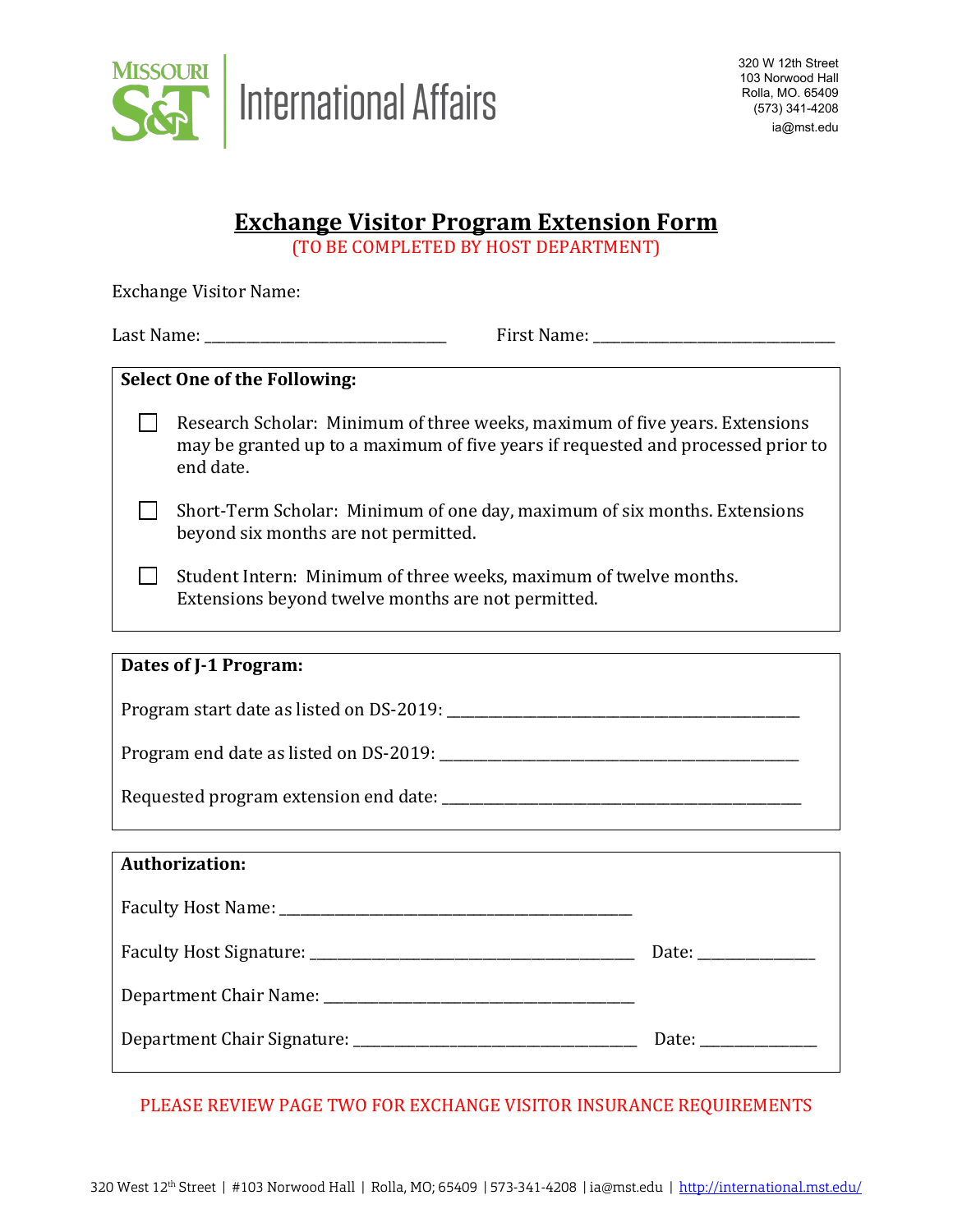Missouri S&T | International Affairs

320 W 12th Street
103 Norwood Hall
Rolla, MO. 65409
(573) 341-4208
ia@mst.edu

# Exchange Visitor Program Extension Form

(TO BE COMPLETED BY HOST DEPARTMENT)

Exchange Visitor Name:

Last Name: ______________________________ First Name: ______________________________

**Select One of the Following:**

- ☐ Research Scholar: Minimum of three weeks, maximum of five years. Extensions may be granted up to a maximum of five years if requested and processed prior to end date.
- ☐ Short-Term Scholar: Minimum of one day, maximum of six months. Extensions beyond six months are not permitted.
- ☐ Student Intern: Minimum of three weeks, maximum of twelve months. Extensions beyond twelve months are not permitted.

**Dates of J-1 Program:**

Program start date as listed on DS-2019: ____________________________________________

Program end date as listed on DS-2019: ____________________________________________

Requested program extension end date: ____________________________________________

**Authorization:**

Faculty Host Name: ____________________________________________

Faculty Host Signature: ________________________________________ Date: ______________

Department Chair Name: ______________________________________

Department Chair Signature: ___________________________________ Date: ______________

PLEASE REVIEW PAGE TWO FOR EXCHANGE VISITOR INSURANCE REQUIREMENTS

320 West 12th Street | #103 Norwood Hall | Rolla, MO; 65409 | 573-341-4208 | ia@mst.edu | http://international.mst.edu/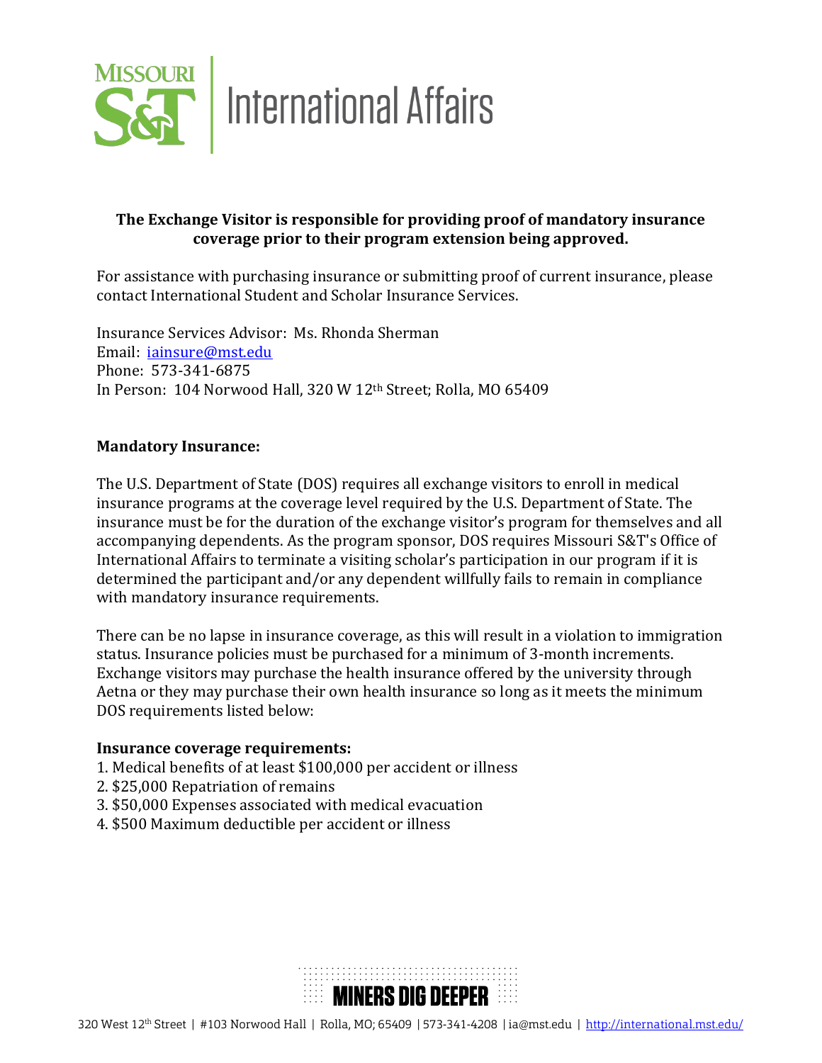**The Exchange Visitor is responsible for providing proof of mandatory insurance coverage prior to their program extension being approved.**

For assistance with purchasing insurance or submitting proof of current insurance, please contact International Student and Scholar Insurance Services.

Insurance Services Advisor: Ms. Rhonda Sherman
Email: iainsure@mst.edu
Phone: 573-341-6875
In Person: 104 Norwood Hall, 320 W 12th Street; Rolla, MO 65409

**Mandatory Insurance:**

The U.S. Department of State (DOS) requires all exchange visitors to enroll in medical insurance programs at the coverage level required by the U.S. Department of State. The insurance must be for the duration of the exchange visitor's program for themselves and all accompanying dependents. As the program sponsor, DOS requires Missouri S&T's Office of International Affairs to terminate a visiting scholar's participation in our program if it is determined the participant and/or any dependent willfully fails to remain in compliance with mandatory insurance requirements.

There can be no lapse in insurance coverage, as this will result in a violation to immigration status. Insurance policies must be purchased for a minimum of 3-month increments. Exchange visitors may purchase the health insurance offered by the university through Aetna or they may purchase their own health insurance so long as it meets the minimum DOS requirements listed below:

**Insurance coverage requirements:**

1. Medical benefits of at least $100,000 per accident or illness
2. $25,000 Repatriation of remains
3. $50,000 Expenses associated with medical evacuation
4. $500 Maximum deductible per accident or illness